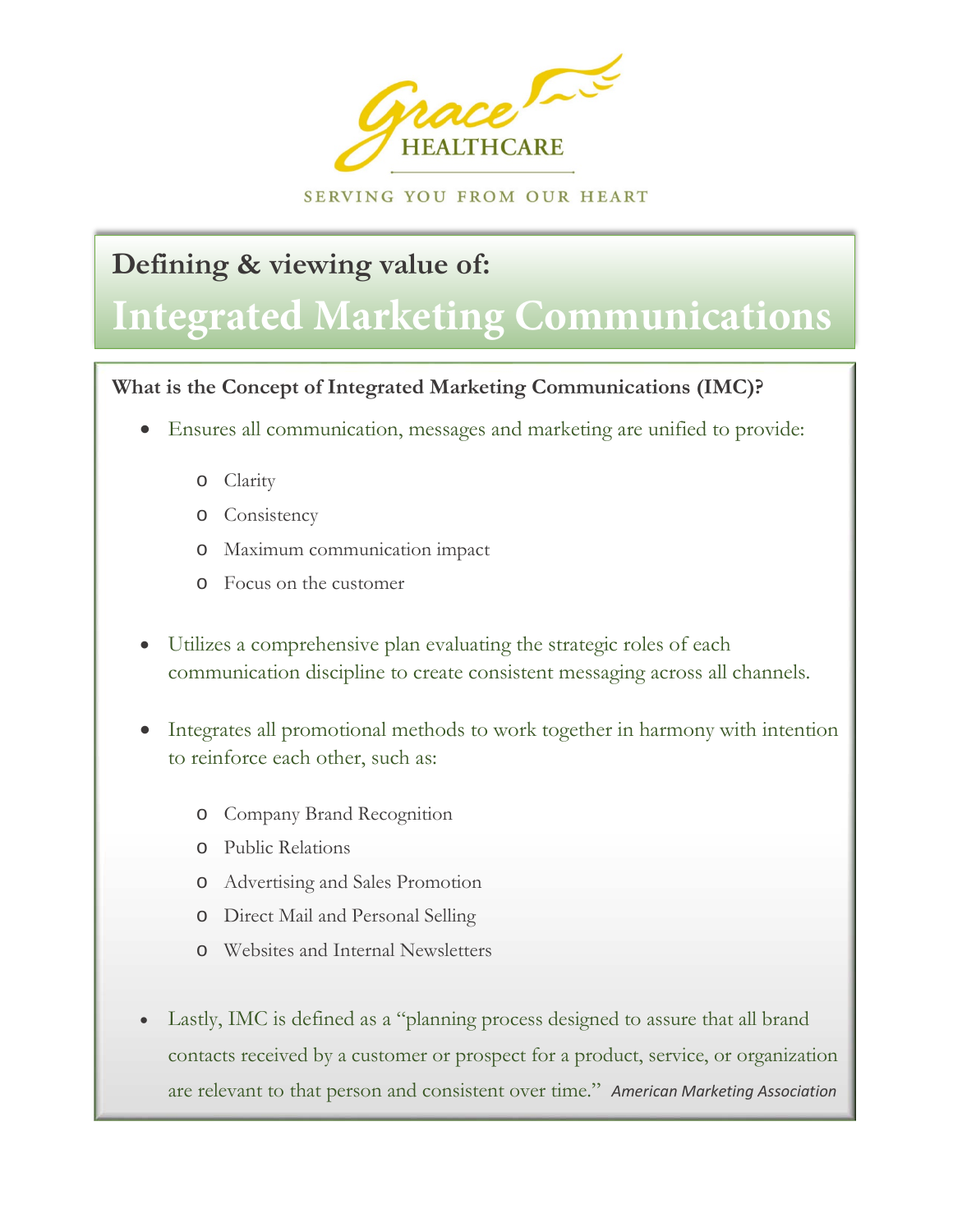Grace HEALTHCARE

SERVING YOU FROM OUR HEART

## Defining & viewing value of:

# Integrated Marketing Communications

**What is the Concept of Integrated Marketing Communications (IMC)?**

- Ensures all communication, messages and marketing are unified to provide:
  - Clarity
  - Consistency
  - Maximum communication impact
  - Focus on the customer

- Utilizes a comprehensive plan evaluating the strategic roles of each communication discipline to create consistent messaging across all channels.

- Integrates all promotional methods to work together in harmony with intention to reinforce each other, such as:
  - Company Brand Recognition
  - Public Relations
  - Advertising and Sales Promotion
  - Direct Mail and Personal Selling
  - Websites and Internal Newsletters

- Lastly, IMC is defined as a "planning process designed to assure that all brand contacts received by a customer or prospect for a product, service, or organization are relevant to that person and consistent over time." *American Marketing Association*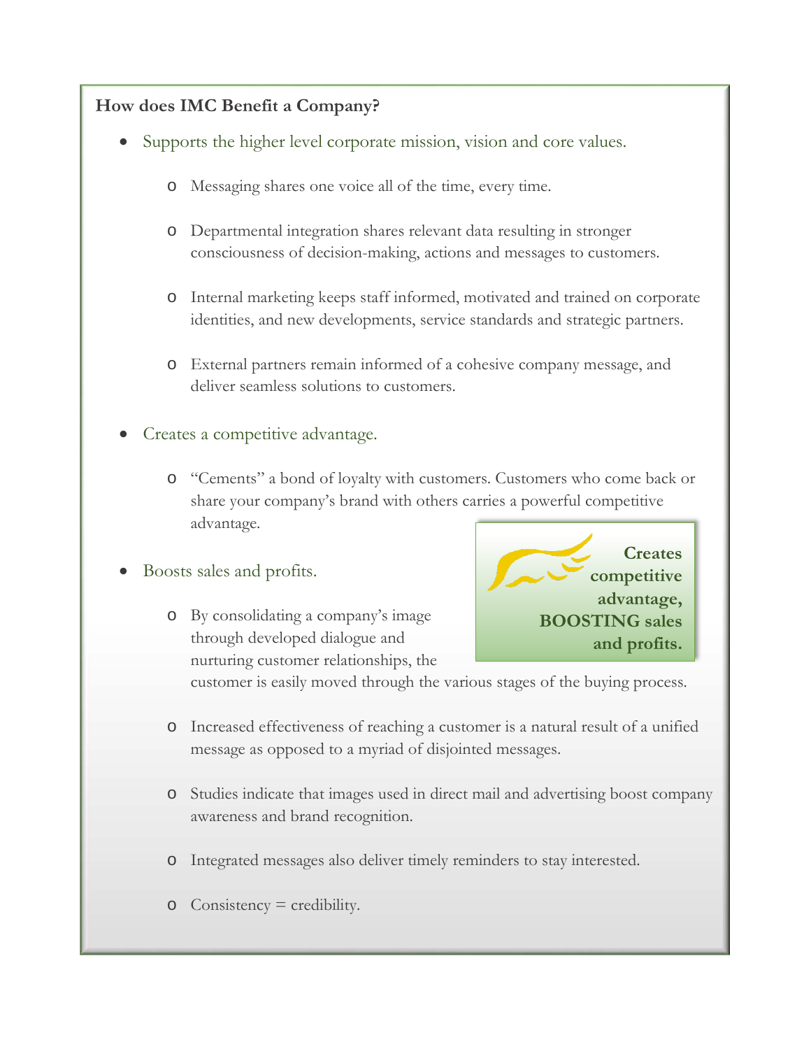**How does IMC Benefit a Company?**

- Supports the higher level corporate mission, vision and core values.
    - Messaging shares one voice all of the time, every time.
    - Departmental integration shares relevant data resulting in stronger consciousness of decision-making, actions and messages to customers.
    - Internal marketing keeps staff informed, motivated and trained on corporate identities, and new developments, service standards and strategic partners.
    - External partners remain informed of a cohesive company message, and deliver seamless solutions to customers.
- Creates a competitive advantage.
    - "Cements" a bond of loyalty with customers. Customers who come back or share your company's brand with others carries a powerful competitive advantage.
- Boosts sales and profits.
    - By consolidating a company's image through developed dialogue and nurturing customer relationships, the customer is easily moved through the various stages of the buying process.
    - Increased effectiveness of reaching a customer is a natural result of a unified message as opposed to a myriad of disjointed messages.
    - Studies indicate that images used in direct mail and advertising boost company awareness and brand recognition.
    - Integrated messages also deliver timely reminders to stay interested.
    - Consistency = credibility.

**Creates competitive advantage, BOOSTING sales and profits.**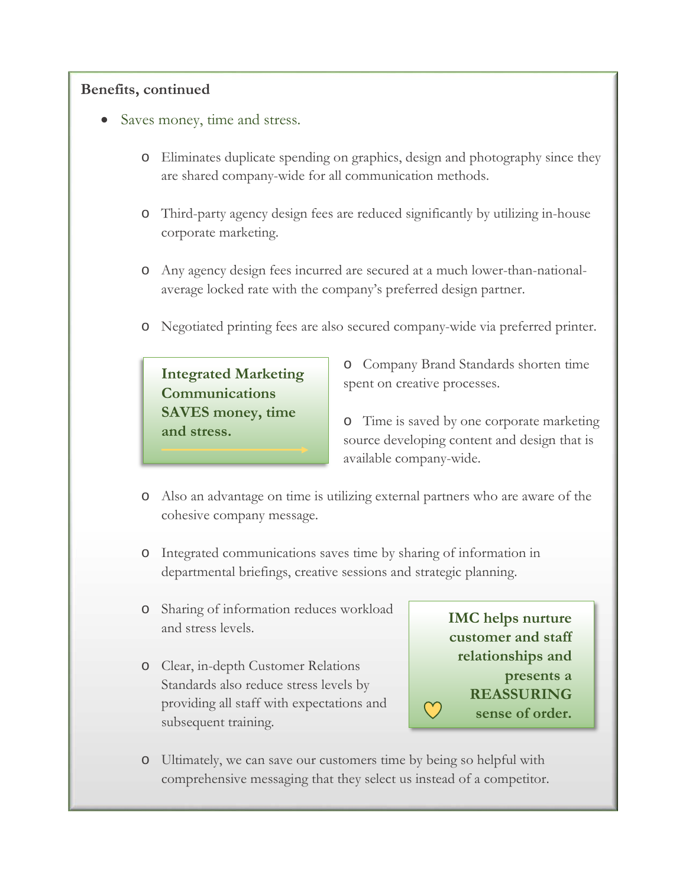**Benefits, continued**

- Saves money, time and stress.
    - Eliminates duplicate spending on graphics, design and photography since they are shared company-wide for all communication methods.
    - Third-party agency design fees are reduced significantly by utilizing in-house corporate marketing.
    - Any agency design fees incurred are secured at a much lower-than-national-average locked rate with the company's preferred design partner.
    - Negotiated printing fees are also secured company-wide via preferred printer.

**Integrated Marketing Communications SAVES money, time and stress.**

- 
    - Company Brand Standards shorten time spent on creative processes.
    - Time is saved by one corporate marketing source developing content and design that is available company-wide.
    - Also an advantage on time is utilizing external partners who are aware of the cohesive company message.
    - Integrated communications saves time by sharing of information in departmental briefings, creative sessions and strategic planning.
    - Sharing of information reduces workload and stress levels.
    - Clear, in-depth Customer Relations Standards also reduce stress levels by providing all staff with expectations and subsequent training.

**IMC helps nurture customer and staff relationships and presents a REASSURING sense of order.**

- 
    - Ultimately, we can save our customers time by being so helpful with comprehensive messaging that they select us instead of a competitor.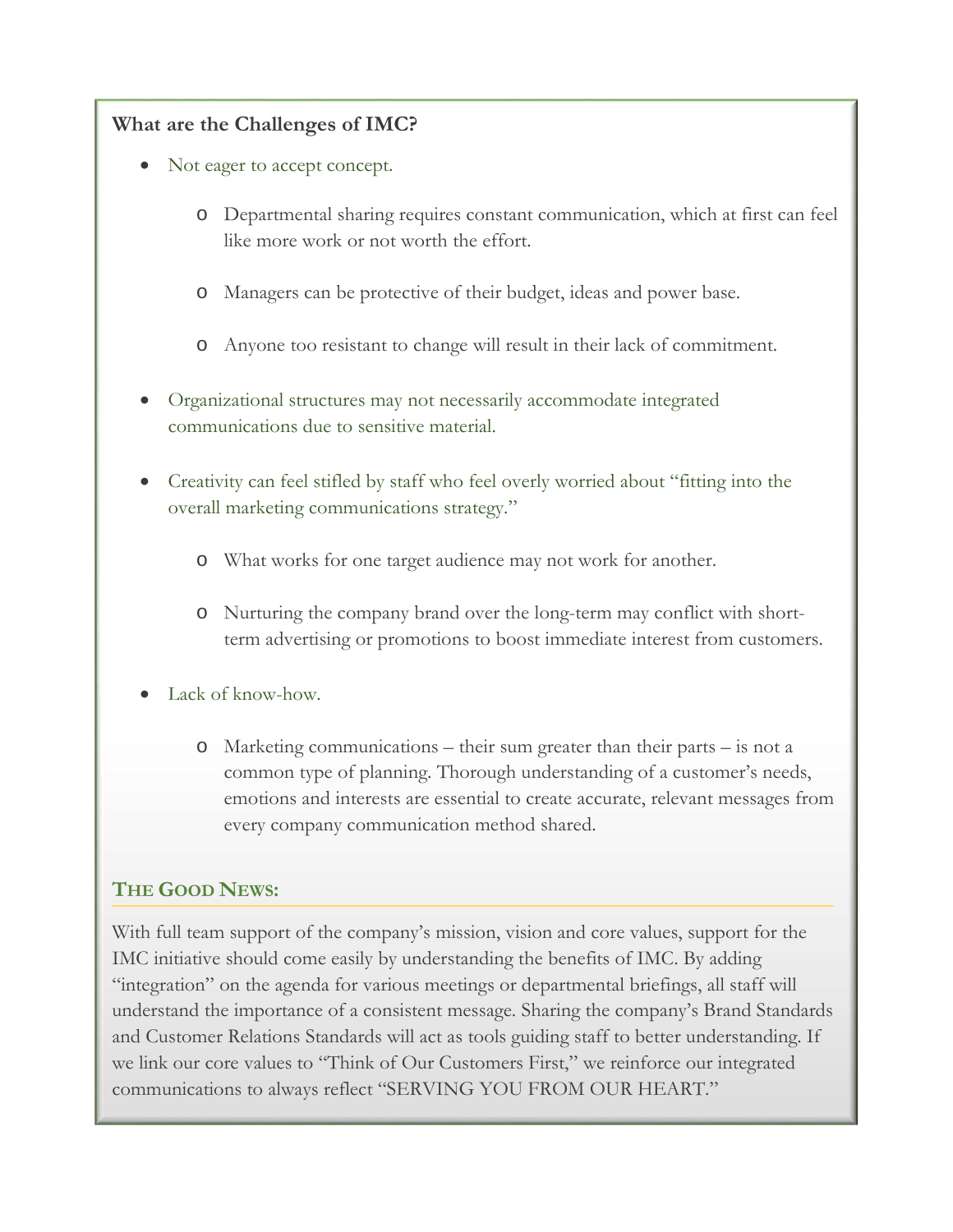**What are the Challenges of IMC?**

- Not eager to accept concept.
  - Departmental sharing requires constant communication, which at first can feel like more work or not worth the effort.
  - Managers can be protective of their budget, ideas and power base.
  - Anyone too resistant to change will result in their lack of commitment.
- Organizational structures may not necessarily accommodate integrated communications due to sensitive material.
- Creativity can feel stifled by staff who feel overly worried about "fitting into the overall marketing communications strategy."
  - What works for one target audience may not work for another.
  - Nurturing the company brand over the long-term may conflict with short-term advertising or promotions to boost immediate interest from customers.
- Lack of know-how.
  - Marketing communications – their sum greater than their parts – is not a common type of planning. Thorough understanding of a customer's needs, emotions and interests are essential to create accurate, relevant messages from every company communication method shared.

## THE GOOD NEWS:

With full team support of the company's mission, vision and core values, support for the IMC initiative should come easily by understanding the benefits of IMC. By adding "integration" on the agenda for various meetings or departmental briefings, all staff will understand the importance of a consistent message. Sharing the company's Brand Standards and Customer Relations Standards will act as tools guiding staff to better understanding. If we link our core values to "Think of Our Customers First," we reinforce our integrated communications to always reflect "SERVING YOU FROM OUR HEART."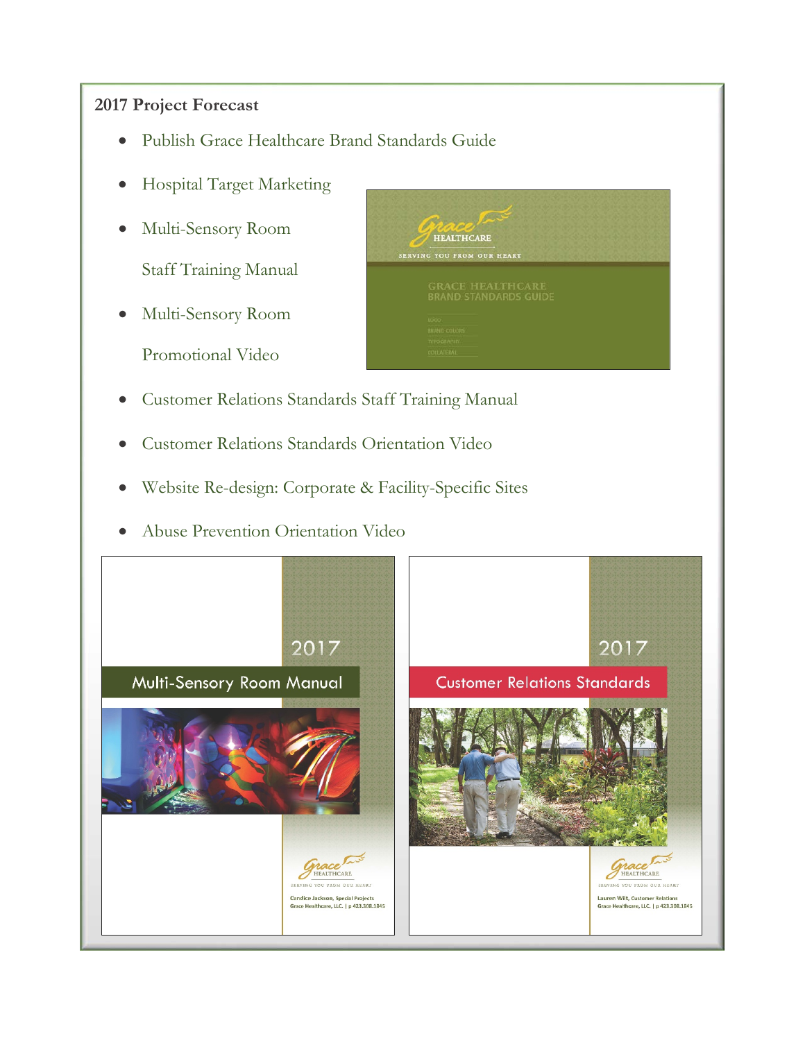**2017 Project Forecast**

- Publish Grace Healthcare Brand Standards Guide
- Hospital Target Marketing
- Multi-Sensory Room Staff Training Manual
- Multi-Sensory Room Promotional Video
- Customer Relations Standards Staff Training Manual
- Customer Relations Standards Orientation Video
- Website Re-design: Corporate & Facility-Specific Sites
- Abuse Prevention Orientation Video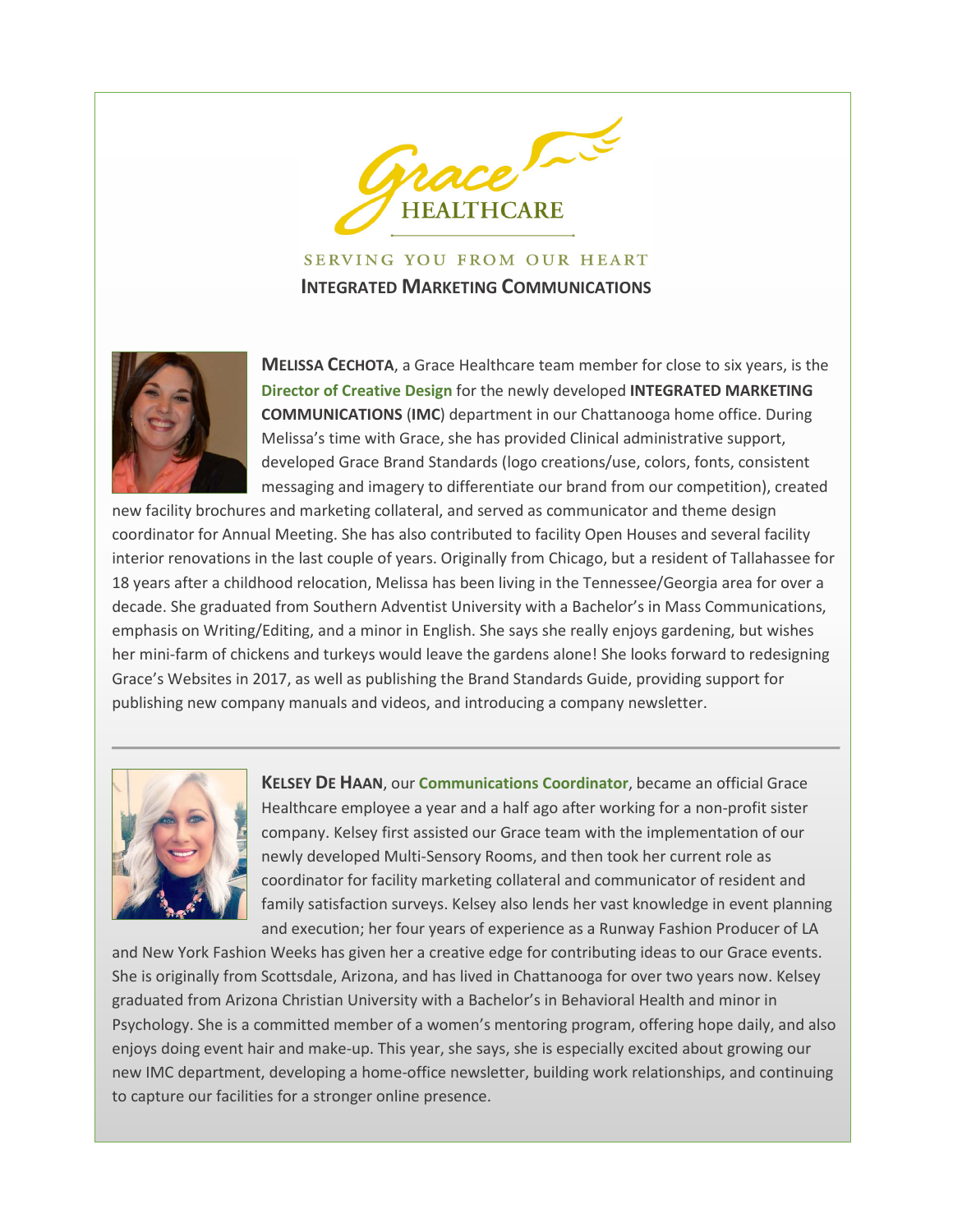Grace HEALTHCARE

SERVING YOU FROM OUR HEART

## INTEGRATED MARKETING COMMUNICATIONS

**MELISSA CECHOTA**, a Grace Healthcare team member for close to six years, is the **Director of Creative Design** for the newly developed **INTEGRATED MARKETING COMMUNICATIONS** (**IMC**) department in our Chattanooga home office. During Melissa's time with Grace, she has provided Clinical administrative support, developed Grace Brand Standards (logo creations/use, colors, fonts, consistent messaging and imagery to differentiate our brand from our competition), created new facility brochures and marketing collateral, and served as communicator and theme design coordinator for Annual Meeting. She has also contributed to facility Open Houses and several facility interior renovations in the last couple of years. Originally from Chicago, but a resident of Tallahassee for 18 years after a childhood relocation, Melissa has been living in the Tennessee/Georgia area for over a decade. She graduated from Southern Adventist University with a Bachelor's in Mass Communications, emphasis on Writing/Editing, and a minor in English. She says she really enjoys gardening, but wishes her mini-farm of chickens and turkeys would leave the gardens alone! She looks forward to redesigning Grace's Websites in 2017, as well as publishing the Brand Standards Guide, providing support for publishing new company manuals and videos, and introducing a company newsletter.

---

**KELSEY DE HAAN**, our **Communications Coordinator**, became an official Grace Healthcare employee a year and a half ago after working for a non-profit sister company. Kelsey first assisted our Grace team with the implementation of our newly developed Multi-Sensory Rooms, and then took her current role as coordinator for facility marketing collateral and communicator of resident and family satisfaction surveys. Kelsey also lends her vast knowledge in event planning and execution; her four years of experience as a Runway Fashion Producer of LA and New York Fashion Weeks has given her a creative edge for contributing ideas to our Grace events. She is originally from Scottsdale, Arizona, and has lived in Chattanooga for over two years now. Kelsey graduated from Arizona Christian University with a Bachelor's in Behavioral Health and minor in Psychology. She is a committed member of a women's mentoring program, offering hope daily, and also enjoys doing event hair and make-up. This year, she says, she is especially excited about growing our new IMC department, developing a home-office newsletter, building work relationships, and continuing to capture our facilities for a stronger online presence.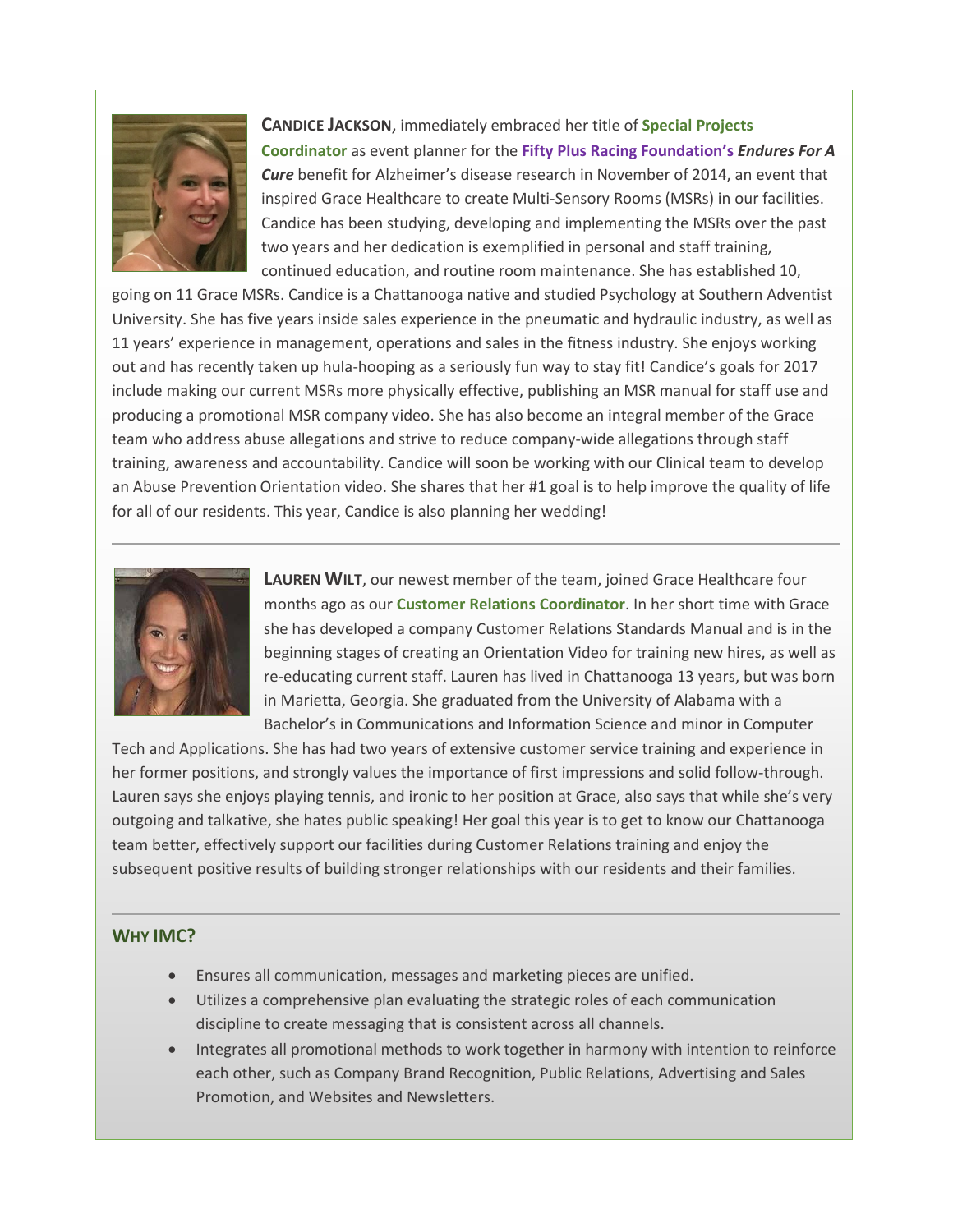**CANDICE JACKSON**, immediately embraced her title of **Special Projects Coordinator** as event planner for the **Fifty Plus Racing Foundation's** ***Endures For A Cure*** benefit for Alzheimer's disease research in November of 2014, an event that inspired Grace Healthcare to create Multi-Sensory Rooms (MSRs) in our facilities. Candice has been studying, developing and implementing the MSRs over the past two years and her dedication is exemplified in personal and staff training, continued education, and routine room maintenance. She has established 10, going on 11 Grace MSRs. Candice is a Chattanooga native and studied Psychology at Southern Adventist University. She has five years inside sales experience in the pneumatic and hydraulic industry, as well as 11 years' experience in management, operations and sales in the fitness industry. She enjoys working out and has recently taken up hula-hooping as a seriously fun way to stay fit! Candice's goals for 2017 include making our current MSRs more physically effective, publishing an MSR manual for staff use and producing a promotional MSR company video. She has also become an integral member of the Grace team who address abuse allegations and strive to reduce company-wide allegations through staff training, awareness and accountability. Candice will soon be working with our Clinical team to develop an Abuse Prevention Orientation video. She shares that her #1 goal is to help improve the quality of life for all of our residents. This year, Candice is also planning her wedding!

---

**LAUREN WILT**, our newest member of the team, joined Grace Healthcare four months ago as our **Customer Relations Coordinator**. In her short time with Grace she has developed a company Customer Relations Standards Manual and is in the beginning stages of creating an Orientation Video for training new hires, as well as re-educating current staff. Lauren has lived in Chattanooga 13 years, but was born in Marietta, Georgia. She graduated from the University of Alabama with a Bachelor's in Communications and Information Science and minor in Computer Tech and Applications. She has had two years of extensive customer service training and experience in her former positions, and strongly values the importance of first impressions and solid follow-through. Lauren says she enjoys playing tennis, and ironic to her position at Grace, also says that while she's very outgoing and talkative, she hates public speaking! Her goal this year is to get to know our Chattanooga team better, effectively support our facilities during Customer Relations training and enjoy the subsequent positive results of building stronger relationships with our residents and their families.

---

## WHY IMC?

- Ensures all communication, messages and marketing pieces are unified.
- Utilizes a comprehensive plan evaluating the strategic roles of each communication discipline to create messaging that is consistent across all channels.
- Integrates all promotional methods to work together in harmony with intention to reinforce each other, such as Company Brand Recognition, Public Relations, Advertising and Sales Promotion, and Websites and Newsletters.